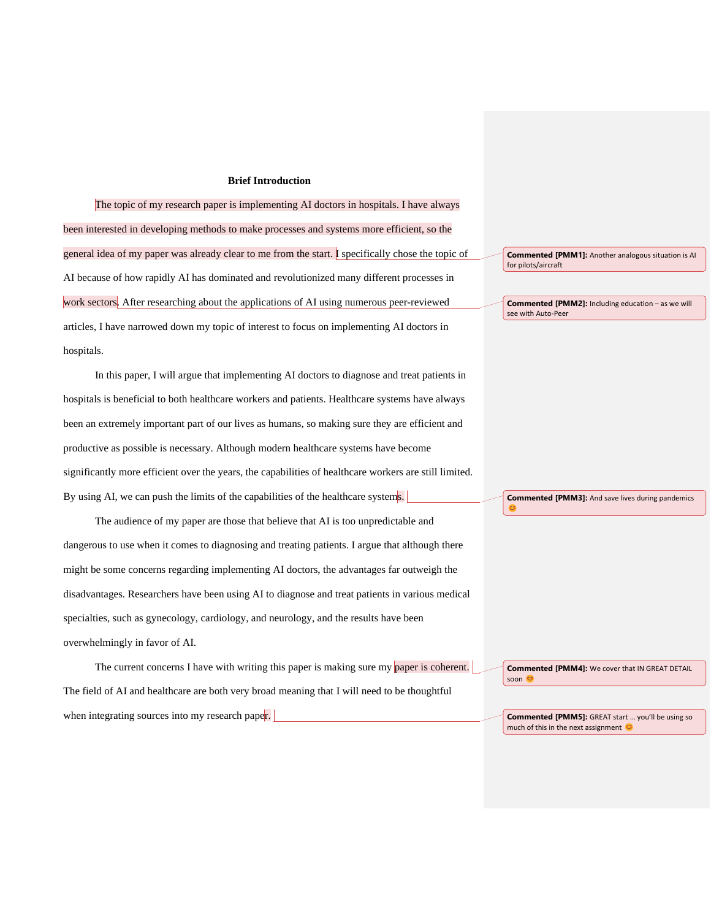## Brief Introduction

The topic of my research paper is implementing AI doctors in hospitals. I have always been interested in developing methods to make processes and systems more efficient, so the general idea of my paper was already clear to me from the start. I specifically chose the topic of AI because of how rapidly AI has dominated and revolutionized many different processes in work sectors. After researching about the applications of AI using numerous peer-reviewed articles, I have narrowed down my topic of interest to focus on implementing AI doctors in hospitals.

In this paper, I will argue that implementing AI doctors to diagnose and treat patients in hospitals is beneficial to both healthcare workers and patients. Healthcare systems have always been an extremely important part of our lives as humans, so making sure they are efficient and productive as possible is necessary. Although modern healthcare systems have become significantly more efficient over the years, the capabilities of healthcare workers are still limited. By using AI, we can push the limits of the capabilities of the healthcare systems.

The audience of my paper are those that believe that AI is too unpredictable and dangerous to use when it comes to diagnosing and treating patients. I argue that although there might be some concerns regarding implementing AI doctors, the advantages far outweigh the disadvantages. Researchers have been using AI to diagnose and treat patients in various medical specialties, such as gynecology, cardiology, and neurology, and the results have been overwhelmingly in favor of AI.

The current concerns I have with writing this paper is making sure my paper is coherent. The field of AI and healthcare are both very broad meaning that I will need to be thoughtful when integrating sources into my research paper.

**Commented [PMM1]:** Another analogous situation is AI for pilots/aircraft

**Commented [PMM2]:** Including education – as we will see with Auto-Peer

**Commented [PMM3]:** And save lives during pandemics 😊

**Commented [PMM4]:** We cover that IN GREAT DETAIL soon 😊

**Commented [PMM5]:** GREAT start … you'll be using so much of this in the next assignment 😊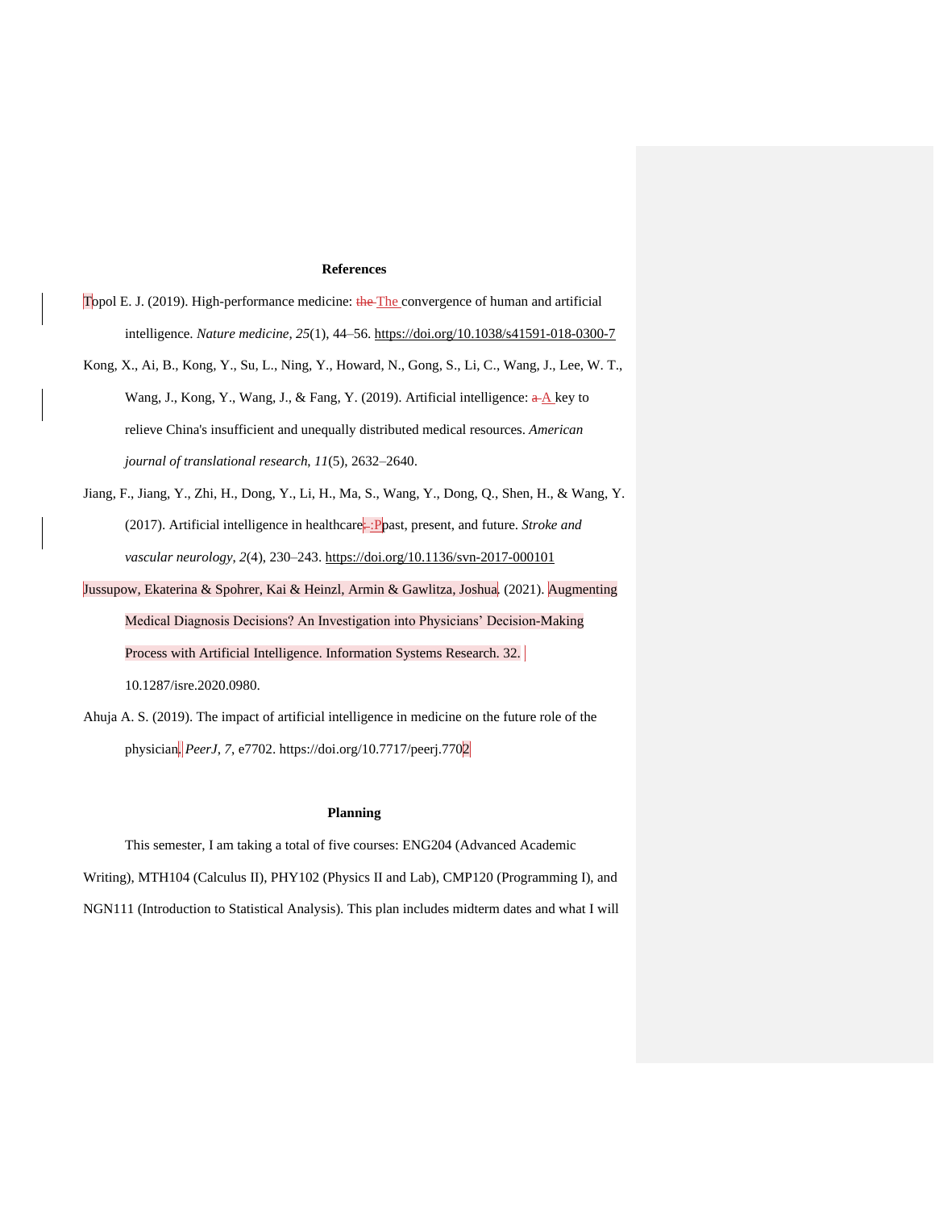## References

Topol E. J. (2019). High-performance medicine: The convergence of human and artificial intelligence. *Nature medicine*, *25*(1), 44–56. https://doi.org/10.1038/s41591-018-0300-7

Kong, X., Ai, B., Kong, Y., Su, L., Ning, Y., Howard, N., Gong, S., Li, C., Wang, J., Lee, W. T., Wang, J., Kong, Y., Wang, J., & Fang, Y. (2019). Artificial intelligence: A key to relieve China's insufficient and unequally distributed medical resources. *American journal of translational research*, *11*(5), 2632–2640.

Jiang, F., Jiang, Y., Zhi, H., Dong, Y., Li, H., Ma, S., Wang, Y., Dong, Q., Shen, H., & Wang, Y. (2017). Artificial intelligence in healthcare: Past, present, and future. *Stroke and vascular neurology*, *2*(4), 230–243. https://doi.org/10.1136/svn-2017-000101

Jussupow, Ekaterina & Spohrer, Kai & Heinzl, Armin & Gawlitza, Joshua. (2021). Augmenting Medical Diagnosis Decisions? An Investigation into Physicians' Decision-Making Process with Artificial Intelligence. Information Systems Research. 32. 10.1287/isre.2020.0980.

Ahuja A. S. (2019). The impact of artificial intelligence in medicine on the future role of the physician. *PeerJ*, *7*, e7702. https://doi.org/10.7717/peerj.7702

## Planning

This semester, I am taking a total of five courses: ENG204 (Advanced Academic Writing), MTH104 (Calculus II), PHY102 (Physics II and Lab), CMP120 (Programming I), and NGN111 (Introduction to Statistical Analysis). This plan includes midterm dates and what I will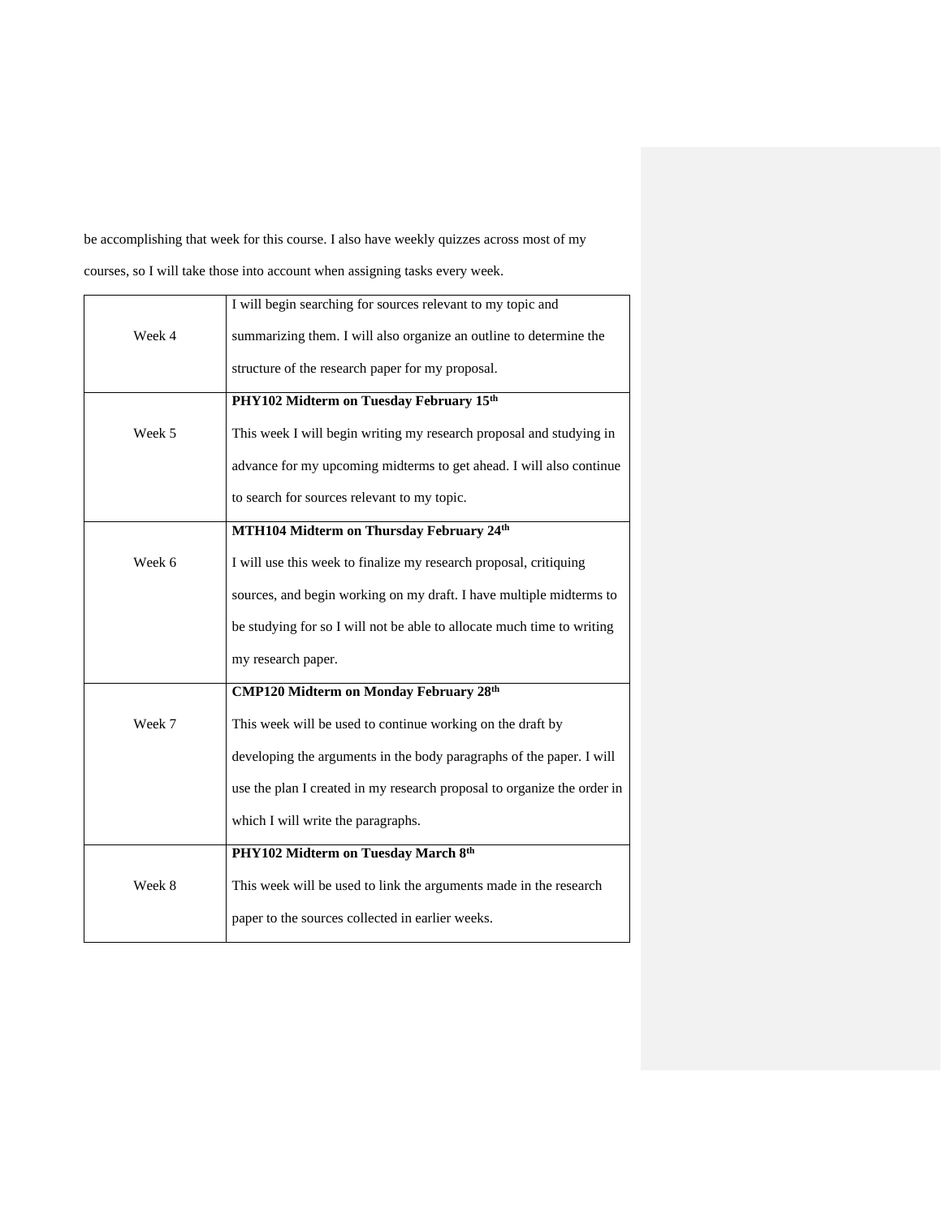be accomplishing that week for this course. I also have weekly quizzes across most of my courses, so I will take those into account when assigning tasks every week.

| | |
|---|---|
| Week 4 | I will begin searching for sources relevant to my topic and summarizing them. I will also organize an outline to determine the structure of the research paper for my proposal. |
| Week 5 | **PHY102 Midterm on Tuesday February 15th**<br>This week I will begin writing my research proposal and studying in advance for my upcoming midterms to get ahead. I will also continue to search for sources relevant to my topic. |
| Week 6 | **MTH104 Midterm on Thursday February 24th**<br>I will use this week to finalize my research proposal, critiquing sources, and begin working on my draft. I have multiple midterms to be studying for so I will not be able to allocate much time to writing my research paper. |
| Week 7 | **CMP120 Midterm on Monday February 28th**<br>This week will be used to continue working on the draft by developing the arguments in the body paragraphs of the paper. I will use the plan I created in my research proposal to organize the order in which I will write the paragraphs. |
| Week 8 | **PHY102 Midterm on Tuesday March 8th**<br>This week will be used to link the arguments made in the research paper to the sources collected in earlier weeks. |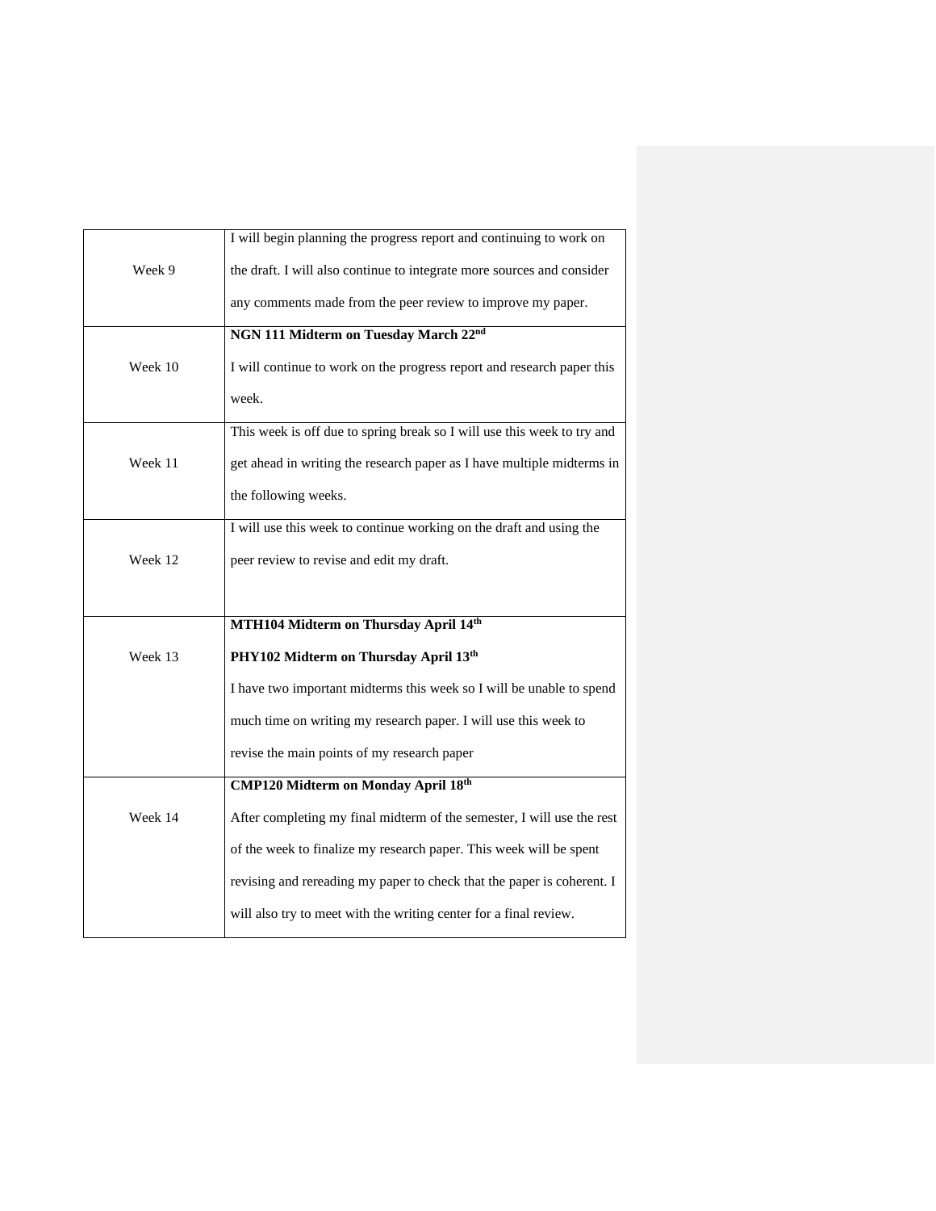| | |
|---|---|
| Week 9 | I will begin planning the progress report and continuing to work on the draft. I will also continue to integrate more sources and consider any comments made from the peer review to improve my paper. |
| Week 10 | **NGN 111 Midterm on Tuesday March 22nd** I will continue to work on the progress report and research paper this week. |
| Week 11 | This week is off due to spring break so I will use this week to try and get ahead in writing the research paper as I have multiple midterms in the following weeks. |
| Week 12 | I will use this week to continue working on the draft and using the peer review to revise and edit my draft. |
| Week 13 | **MTH104 Midterm on Thursday April 14th** **PHY102 Midterm on Thursday April 13th** I have two important midterms this week so I will be unable to spend much time on writing my research paper. I will use this week to revise the main points of my research paper |
| Week 14 | **CMP120 Midterm on Monday April 18th** After completing my final midterm of the semester, I will use the rest of the week to finalize my research paper. This week will be spent revising and rereading my paper to check that the paper is coherent. I will also try to meet with the writing center for a final review. |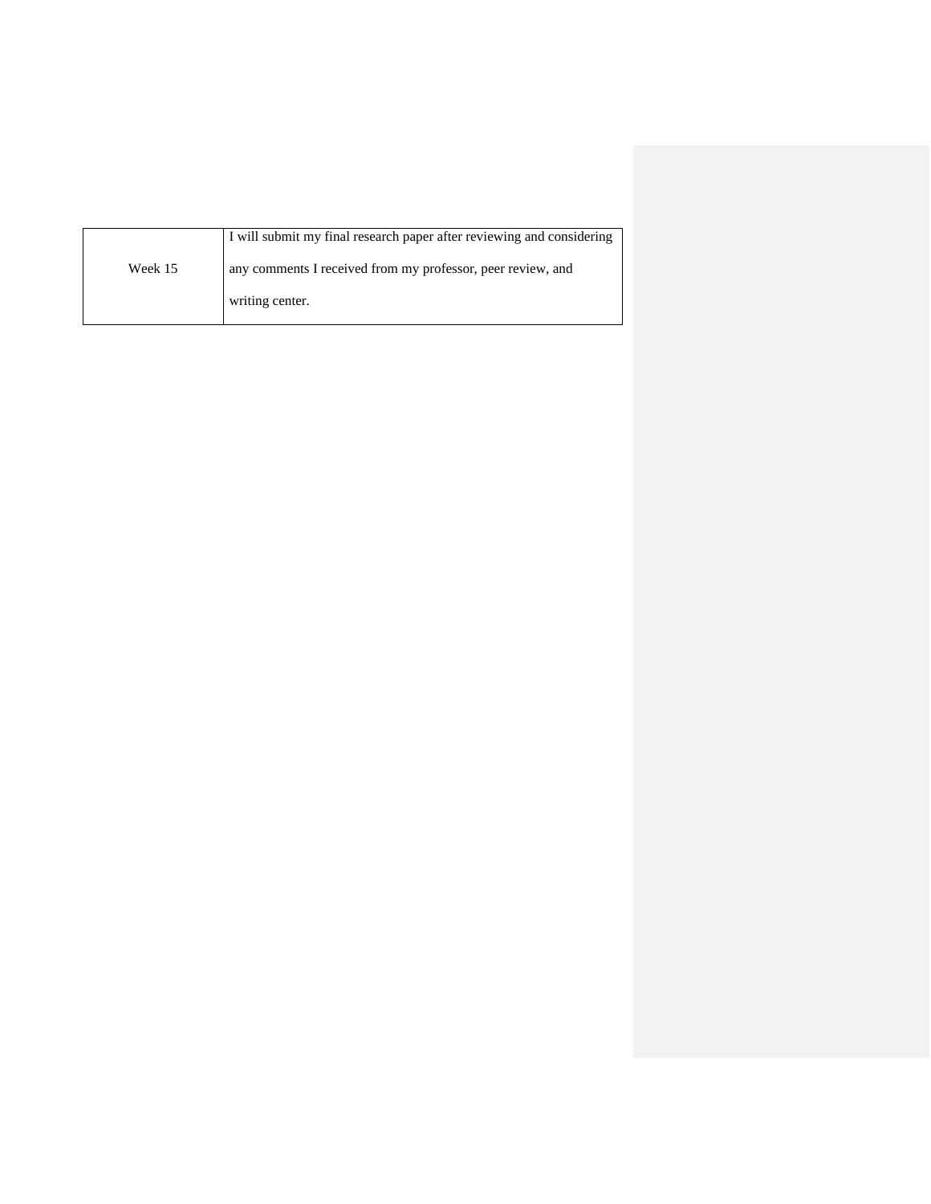| | |
|---|---|
| Week 15 | I will submit my final research paper after reviewing and considering any comments I received from my professor, peer review, and writing center. |